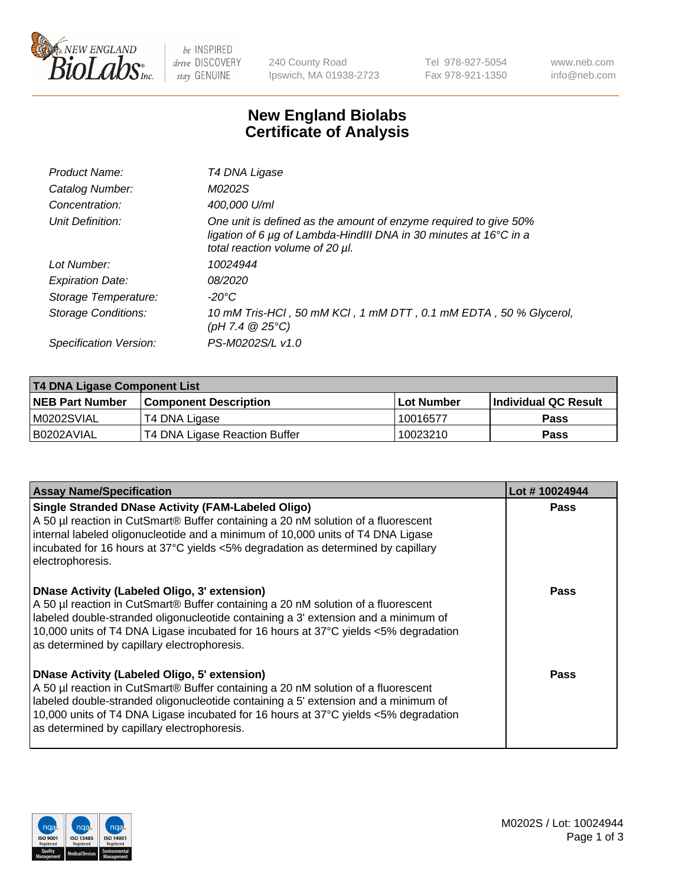# New England Biolabs Certificate of Analysis

| | |
|---|---|
| *Product Name:* | *T4 DNA Ligase* |
| *Catalog Number:* | *M0202S* |
| *Concentration:* | *400,000 U/ml* |
| *Unit Definition:* | *One unit is defined as the amount of enzyme required to give 50% ligation of 6 µg of Lambda-HindIII DNA in 30 minutes at 16°C in a total reaction volume of 20 µl.* |
| *Lot Number:* | *10024944* |
| *Expiration Date:* | *08/2020* |
| *Storage Temperature:* | *-20°C* |
| *Storage Conditions:* | *10 mM Tris-HCl , 50 mM KCl , 1 mM DTT , 0.1 mM EDTA , 50 % Glycerol, (pH 7.4 @ 25°C)* |
| *Specification Version:* | *PS-M0202S/L v1.0* |

**T4 DNA Ligase Component List**

| NEB Part Number | Component Description | Lot Number | Individual QC Result |
|---|---|---|---|
| M0202SVIAL | T4 DNA Ligase | 10016577 | Pass |
| B0202AVIAL | T4 DNA Ligase Reaction Buffer | 10023210 | Pass |

| Assay Name/Specification | Lot # 10024944 |
|---|---|
| **Single Stranded DNase Activity (FAM-Labeled Oligo)** A 50 µl reaction in CutSmart® Buffer containing a 20 nM solution of a fluorescent internal labeled oligonucleotide and a minimum of 10,000 units of T4 DNA Ligase incubated for 16 hours at 37°C yields <5% degradation as determined by capillary electrophoresis. | Pass |
| **DNase Activity (Labeled Oligo, 3' extension)** A 50 µl reaction in CutSmart® Buffer containing a 20 nM solution of a fluorescent labeled double-stranded oligonucleotide containing a 3' extension and a minimum of 10,000 units of T4 DNA Ligase incubated for 16 hours at 37°C yields <5% degradation as determined by capillary electrophoresis. | Pass |
| **DNase Activity (Labeled Oligo, 5' extension)** A 50 µl reaction in CutSmart® Buffer containing a 20 nM solution of a fluorescent labeled double-stranded oligonucleotide containing a 5' extension and a minimum of 10,000 units of T4 DNA Ligase incubated for 16 hours at 37°C yields <5% degradation as determined by capillary electrophoresis. | Pass |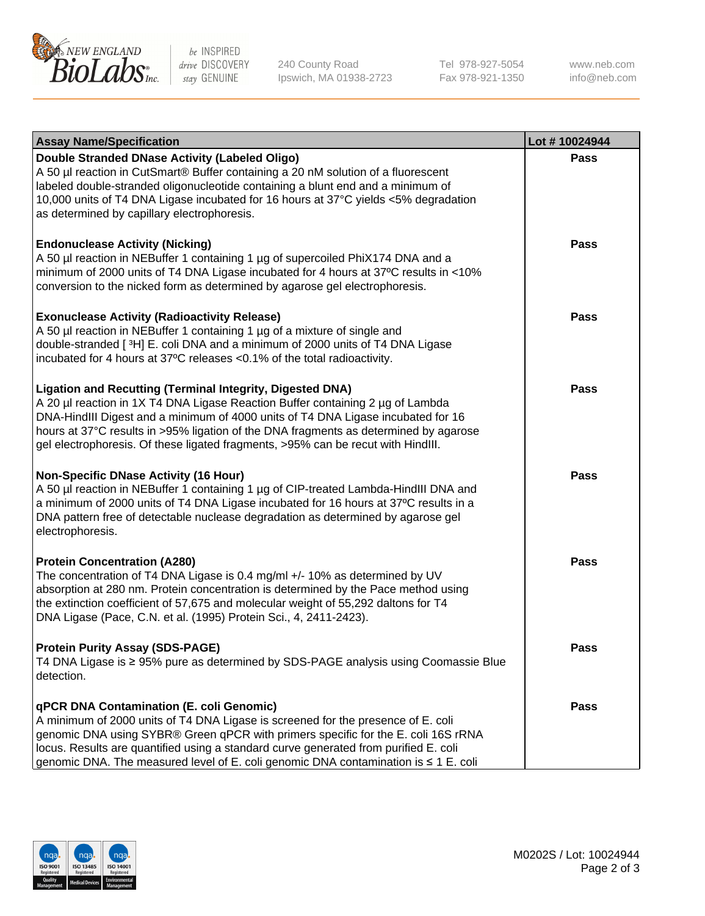| Assay Name/Specification | Lot # 10024944 |
|---|---|
| **Double Stranded DNase Activity (Labeled Oligo)**<br>A 50 µl reaction in CutSmart® Buffer containing a 20 nM solution of a fluorescent labeled double-stranded oligonucleotide containing a blunt end and a minimum of 10,000 units of T4 DNA Ligase incubated for 16 hours at 37°C yields <5% degradation as determined by capillary electrophoresis. | **Pass** |
| **Endonuclease Activity (Nicking)**<br>A 50 µl reaction in NEBuffer 1 containing 1 µg of supercoiled PhiX174 DNA and a minimum of 2000 units of T4 DNA Ligase incubated for 4 hours at 37ºC results in <10% conversion to the nicked form as determined by agarose gel electrophoresis. | **Pass** |
| **Exonuclease Activity (Radioactivity Release)**<br>A 50 µl reaction in NEBuffer 1 containing 1 µg of a mixture of single and double-stranded [ $^3$H] E. coli DNA and a minimum of 2000 units of T4 DNA Ligase incubated for 4 hours at 37ºC releases <0.1% of the total radioactivity. | **Pass** |
| **Ligation and Recutting (Terminal Integrity, Digested DNA)**<br>A 20 µl reaction in 1X T4 DNA Ligase Reaction Buffer containing 2 µg of Lambda DNA-HindIII Digest and a minimum of 4000 units of T4 DNA Ligase incubated for 16 hours at 37°C results in >95% ligation of the DNA fragments as determined by agarose gel electrophoresis. Of these ligated fragments, >95% can be recut with HindIII. | **Pass** |
| **Non-Specific DNase Activity (16 Hour)**<br>A 50 µl reaction in NEBuffer 1 containing 1 µg of CIP-treated Lambda-HindIII DNA and a minimum of 2000 units of T4 DNA Ligase incubated for 16 hours at 37ºC results in a DNA pattern free of detectable nuclease degradation as determined by agarose gel electrophoresis. | **Pass** |
| **Protein Concentration (A280)**<br>The concentration of T4 DNA Ligase is 0.4 mg/ml +/- 10% as determined by UV absorption at 280 nm. Protein concentration is determined by the Pace method using the extinction coefficient of 57,675 and molecular weight of 55,292 daltons for T4 DNA Ligase (Pace, C.N. et al. (1995) Protein Sci., 4, 2411-2423). | **Pass** |
| **Protein Purity Assay (SDS-PAGE)**<br>T4 DNA Ligase is ≥ 95% pure as determined by SDS-PAGE analysis using Coomassie Blue detection. | **Pass** |
| **qPCR DNA Contamination (E. coli Genomic)**<br>A minimum of 2000 units of T4 DNA Ligase is screened for the presence of E. coli genomic DNA using SYBR® Green qPCR with primers specific for the E. coli 16S rRNA locus. Results are quantified using a standard curve generated from purified E. coli genomic DNA. The measured level of E. coli genomic DNA contamination is ≤ 1 E. coli | **Pass** |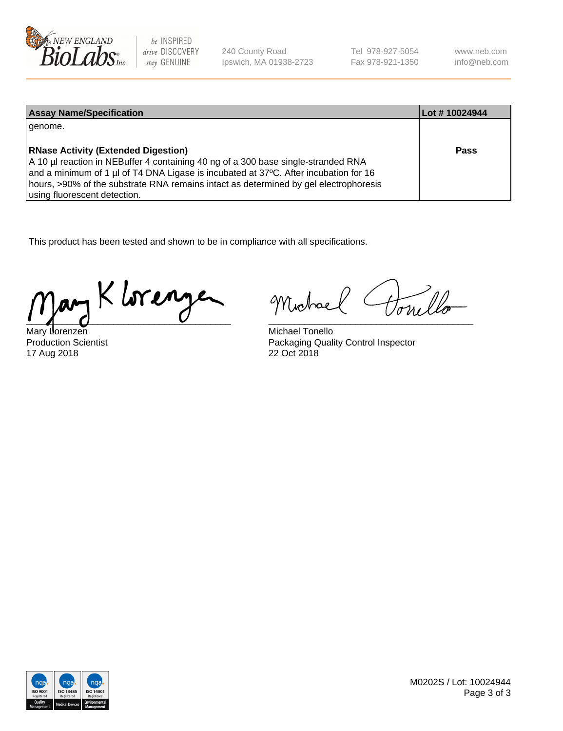| Assay Name/Specification | Lot # 10024944 |
| --- | --- |
| genome. | |
| **RNase Activity (Extended Digestion)**<br>A 10 µl reaction in NEBuffer 4 containing 40 ng of a 300 base single-stranded RNA and a minimum of 1 µl of T4 DNA Ligase is incubated at 37ºC. After incubation for 16 hours, >90% of the substrate RNA remains intact as determined by gel electrophoresis using fluorescent detection. | **Pass** |

This product has been tested and shown to be in compliance with all specifications.

Mary Lorenzen
Production Scientist
17 Aug 2018

Michael Tonello
Packaging Quality Control Inspector
22 Oct 2018

M0202S / Lot: 10024944